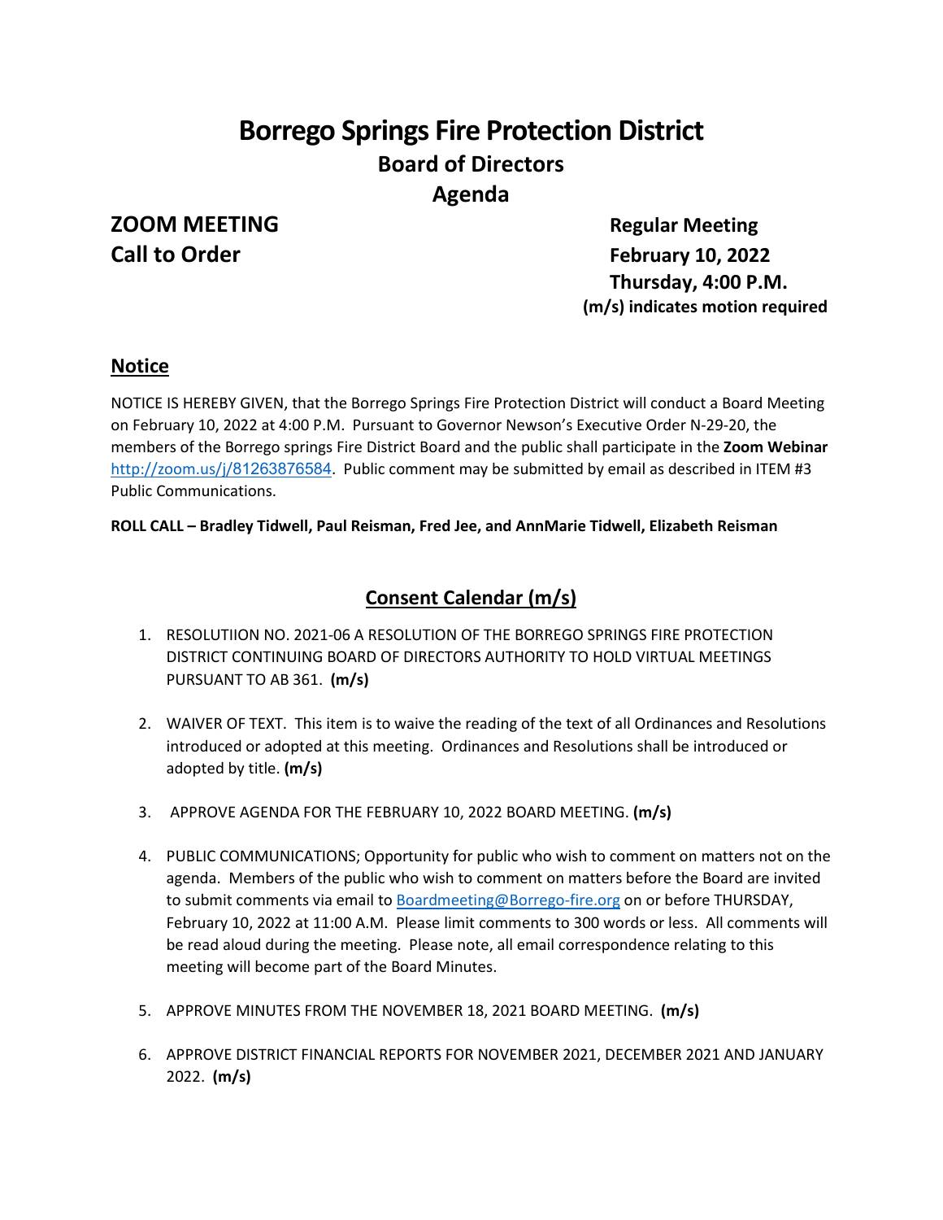# Borrego Springs Fire Protection District

## Board of Directors

## Agenda

**ZOOM MEETING**
**Call to Order**

**Regular Meeting**
**February 10, 2022**
**Thursday, 4:00 P.M.**
**(m/s) indicates motion required**

## Notice

NOTICE IS HEREBY GIVEN, that the Borrego Springs Fire Protection District will conduct a Board Meeting on February 10, 2022 at 4:00 P.M. Pursuant to Governor Newson's Executive Order N-29-20, the members of the Borrego springs Fire District Board and the public shall participate in the **Zoom Webinar** http://zoom.us/j/81263876584. Public comment may be submitted by email as described in ITEM #3 Public Communications.

**ROLL CALL – Bradley Tidwell, Paul Reisman, Fred Jee, and AnnMarie Tidwell, Elizabeth Reisman**

## Consent Calendar (m/s)

1. RESOLUTIION NO. 2021-06 A RESOLUTION OF THE BORREGO SPRINGS FIRE PROTECTION DISTRICT CONTINUING BOARD OF DIRECTORS AUTHORITY TO HOLD VIRTUAL MEETINGS PURSUANT TO AB 361. **(m/s)**

2. WAIVER OF TEXT. This item is to waive the reading of the text of all Ordinances and Resolutions introduced or adopted at this meeting. Ordinances and Resolutions shall be introduced or adopted by title. **(m/s)**

3. APPROVE AGENDA FOR THE FEBRUARY 10, 2022 BOARD MEETING. **(m/s)**

4. PUBLIC COMMUNICATIONS; Opportunity for public who wish to comment on matters not on the agenda. Members of the public who wish to comment on matters before the Board are invited to submit comments via email to Boardmeeting@Borrego-fire.org on or before THURSDAY, February 10, 2022 at 11:00 A.M. Please limit comments to 300 words or less. All comments will be read aloud during the meeting. Please note, all email correspondence relating to this meeting will become part of the Board Minutes.

5. APPROVE MINUTES FROM THE NOVEMBER 18, 2021 BOARD MEETING. **(m/s)**

6. APPROVE DISTRICT FINANCIAL REPORTS FOR NOVEMBER 2021, DECEMBER 2021 AND JANUARY 2022. **(m/s)**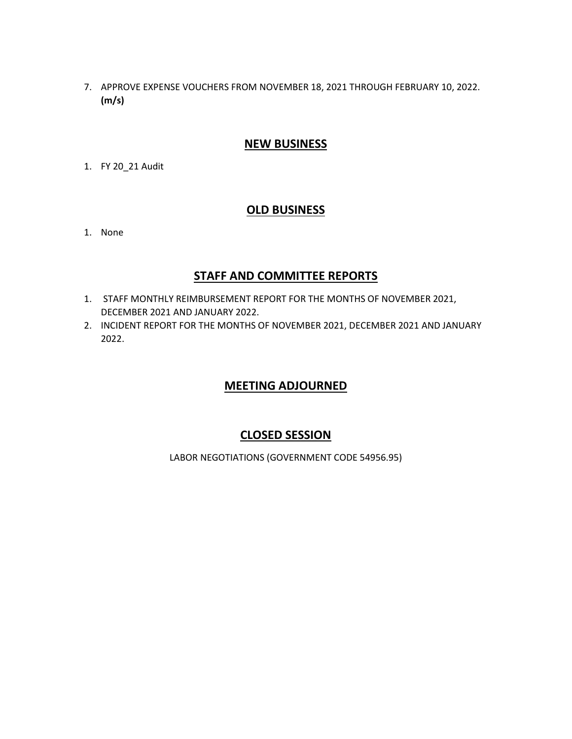7. APPROVE EXPENSE VOUCHERS FROM NOVEMBER 18, 2021 THROUGH FEBRUARY 10, 2022. **(m/s)**

## NEW BUSINESS

1. FY 20_21 Audit

## OLD BUSINESS

1. None

## STAFF AND COMMITTEE REPORTS

1. STAFF MONTHLY REIMBURSEMENT REPORT FOR THE MONTHS OF NOVEMBER 2021, DECEMBER 2021 AND JANUARY 2022.
2. INCIDENT REPORT FOR THE MONTHS OF NOVEMBER 2021, DECEMBER 2021 AND JANUARY 2022.

## MEETING ADJOURNED

## CLOSED SESSION

LABOR NEGOTIATIONS (GOVERNMENT CODE 54956.95)